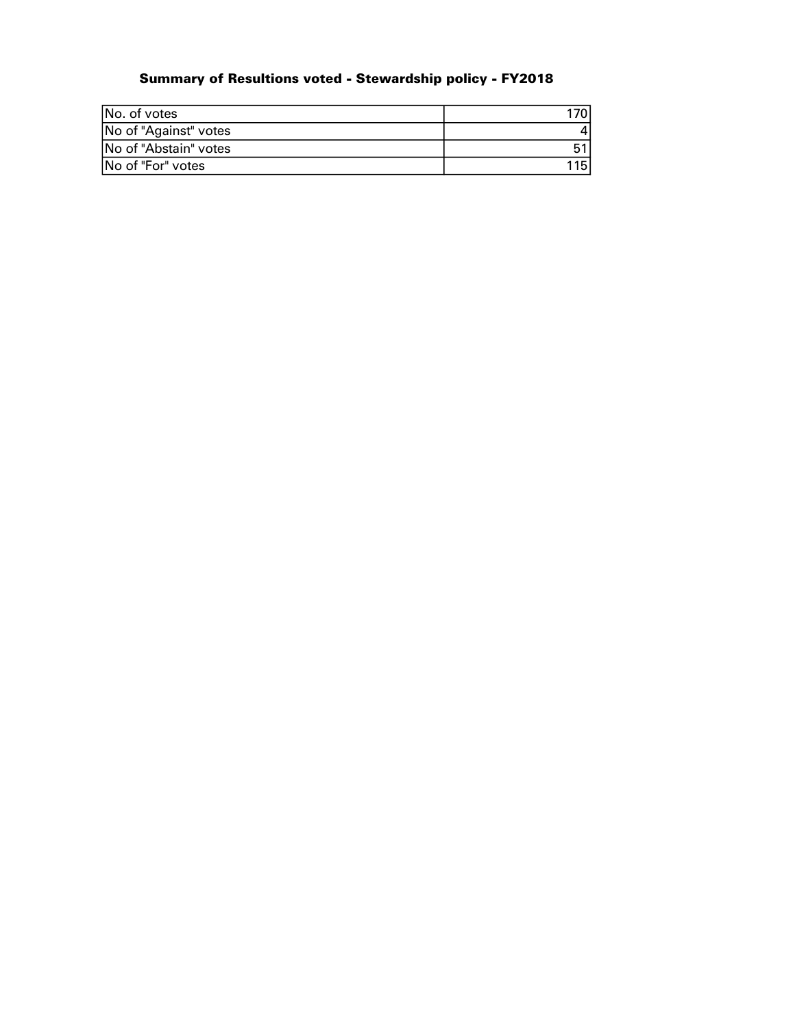## Summary of Resultions voted - Stewardship policy - FY2018

| | |
|---|---|
| No. of votes | 170 |
| No of "Against" votes | 4 |
| No of "Abstain" votes | 51 |
| No of "For" votes | 115 |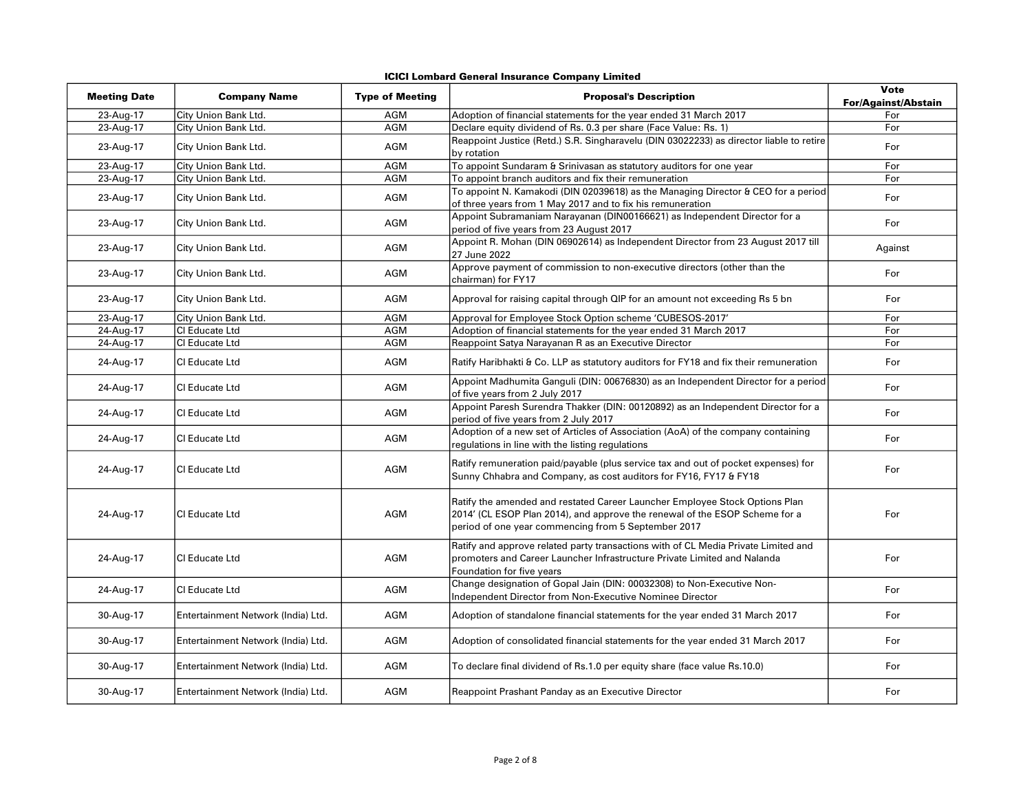**ICICI Lombard General Insurance Company Limited**

| Meeting Date | Company Name | Type of Meeting | Proposal's Description | Vote For/Against/Abstain |
|---|---|---|---|---|
| 23-Aug-17 | City Union Bank Ltd. | AGM | Adoption of financial statements for the year ended 31 March 2017 | For |
| 23-Aug-17 | City Union Bank Ltd. | AGM | Declare equity dividend of Rs. 0.3 per share (Face Value: Rs. 1) | For |
| 23-Aug-17 | City Union Bank Ltd. | AGM | Reappoint Justice (Retd.) S.R. Singharavelu (DIN 03022233) as director liable to retire by rotation | For |
| 23-Aug-17 | City Union Bank Ltd. | AGM | To appoint Sundaram & Srinivasan as statutory auditors for one year | For |
| 23-Aug-17 | City Union Bank Ltd. | AGM | To appoint branch auditors and fix their remuneration | For |
| 23-Aug-17 | City Union Bank Ltd. | AGM | To appoint N. Kamakodi (DIN 02039618) as the Managing Director & CEO for a period of three years from 1 May 2017 and to fix his remuneration | For |
| 23-Aug-17 | City Union Bank Ltd. | AGM | Appoint Subramaniam Narayanan (DIN00166621) as Independent Director for a period of five years from 23 August 2017 | For |
| 23-Aug-17 | City Union Bank Ltd. | AGM | Appoint R. Mohan (DIN 06902614) as Independent Director from 23 August 2017 till 27 June 2022 | Against |
| 23-Aug-17 | City Union Bank Ltd. | AGM | Approve payment of commission to non-executive directors (other than the chairman) for FY17 | For |
| 23-Aug-17 | City Union Bank Ltd. | AGM | Approval for raising capital through QIP for an amount not exceeding Rs 5 bn | For |
| 23-Aug-17 | City Union Bank Ltd. | AGM | Approval for Employee Stock Option scheme 'CUBESOS-2017' | For |
| 24-Aug-17 | CI Educate Ltd | AGM | Adoption of financial statements for the year ended 31 March 2017 | For |
| 24-Aug-17 | CI Educate Ltd | AGM | Reappoint Satya Narayanan R as an Executive Director | For |
| 24-Aug-17 | CI Educate Ltd | AGM | Ratify Haribhakti & Co. LLP as statutory auditors for FY18 and fix their remuneration | For |
| 24-Aug-17 | CI Educate Ltd | AGM | Appoint Madhumita Ganguli (DIN: 00676830) as an Independent Director for a period of five years from 2 July 2017 | For |
| 24-Aug-17 | CI Educate Ltd | AGM | Appoint Paresh Surendra Thakker (DIN: 00120892) as an Independent Director for a period of five years from 2 July 2017 | For |
| 24-Aug-17 | CI Educate Ltd | AGM | Adoption of a new set of Articles of Association (AoA) of the company containing regulations in line with the listing regulations | For |
| 24-Aug-17 | CI Educate Ltd | AGM | Ratify remuneration paid/payable (plus service tax and out of pocket expenses) for Sunny Chhabra and Company, as cost auditors for FY16, FY17 & FY18 | For |
| 24-Aug-17 | CI Educate Ltd | AGM | Ratify the amended and restated Career Launcher Employee Stock Options Plan 2014' (CL ESOP Plan 2014), and approve the renewal of the ESOP Scheme for a period of one year commencing from 5 September 2017 | For |
| 24-Aug-17 | CI Educate Ltd | AGM | Ratify and approve related party transactions with of CL Media Private Limited and promoters and Career Launcher Infrastructure Private Limited and Nalanda Foundation for five years | For |
| 24-Aug-17 | CI Educate Ltd | AGM | Change designation of Gopal Jain (DIN: 00032308) to Non-Executive Non-Independent Director from Non-Executive Nominee Director | For |
| 30-Aug-17 | Entertainment Network (India) Ltd. | AGM | Adoption of standalone financial statements for the year ended 31 March 2017 | For |
| 30-Aug-17 | Entertainment Network (India) Ltd. | AGM | Adoption of consolidated financial statements for the year ended 31 March 2017 | For |
| 30-Aug-17 | Entertainment Network (India) Ltd. | AGM | To declare final dividend of Rs.1.0 per equity share (face value Rs.10.0) | For |
| 30-Aug-17 | Entertainment Network (India) Ltd. | AGM | Reappoint Prashant Panday as an Executive Director | For |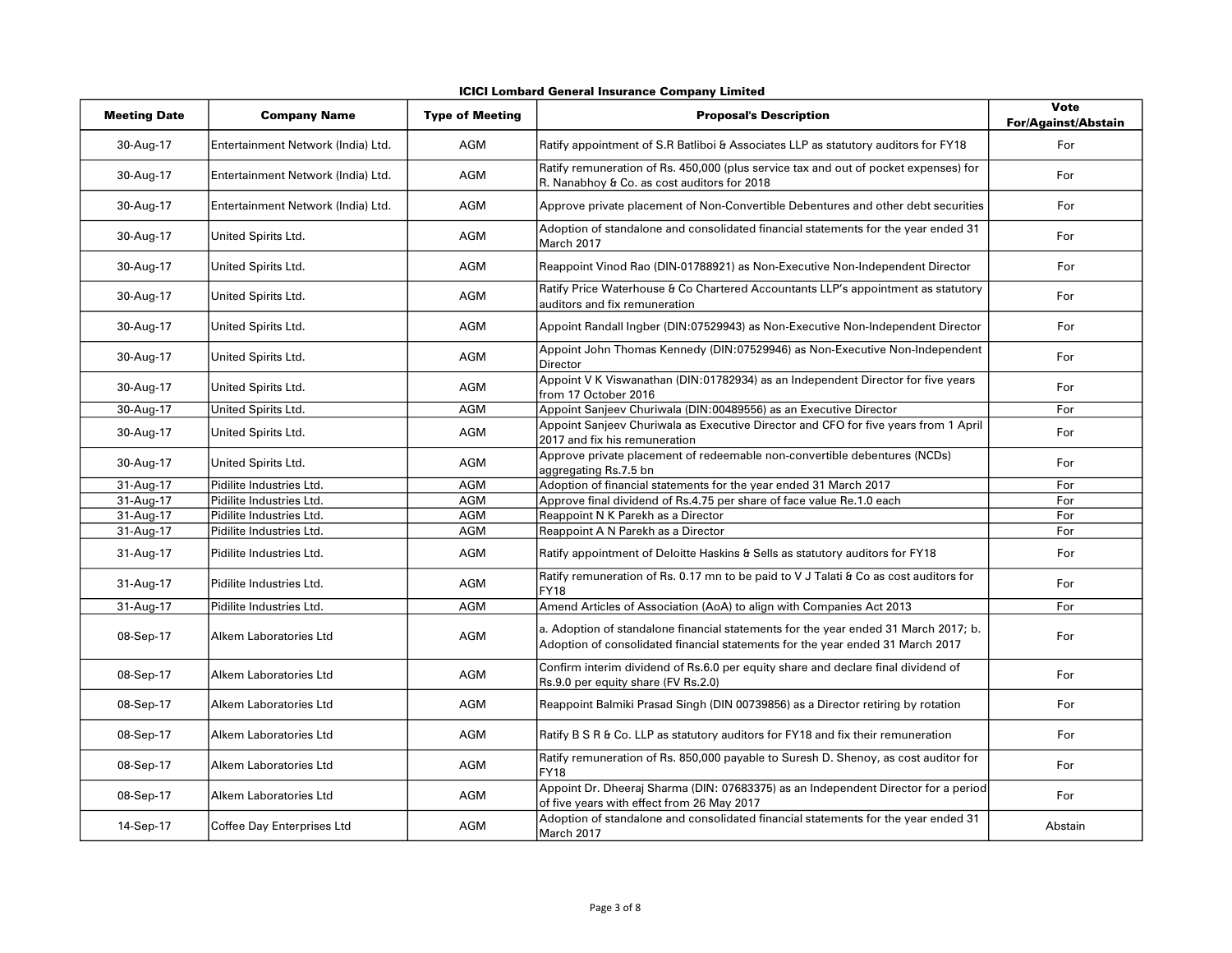**ICICI Lombard General Insurance Company Limited**

| Meeting Date | Company Name | Type of Meeting | Proposal's Description | Vote For/Against/Abstain |
|---|---|---|---|---|
| 30-Aug-17 | Entertainment Network (India) Ltd. | AGM | Ratify appointment of S.R Batliboi & Associates LLP as statutory auditors for FY18 | For |
| 30-Aug-17 | Entertainment Network (India) Ltd. | AGM | Ratify remuneration of Rs. 450,000 (plus service tax and out of pocket expenses) for R. Nanabhoy & Co. as cost auditors for 2018 | For |
| 30-Aug-17 | Entertainment Network (India) Ltd. | AGM | Approve private placement of Non-Convertible Debentures and other debt securities | For |
| 30-Aug-17 | United Spirits Ltd. | AGM | Adoption of standalone and consolidated financial statements for the year ended 31 March 2017 | For |
| 30-Aug-17 | United Spirits Ltd. | AGM | Reappoint Vinod Rao (DIN-01788921) as Non-Executive Non-Independent Director | For |
| 30-Aug-17 | United Spirits Ltd. | AGM | Ratify Price Waterhouse & Co Chartered Accountants LLP's appointment as statutory auditors and fix remuneration | For |
| 30-Aug-17 | United Spirits Ltd. | AGM | Appoint Randall Ingber (DIN:07529943) as Non-Executive Non-Independent Director | For |
| 30-Aug-17 | United Spirits Ltd. | AGM | Appoint John Thomas Kennedy (DIN:07529946) as Non-Executive Non-Independent Director | For |
| 30-Aug-17 | United Spirits Ltd. | AGM | Appoint V K Viswanathan (DIN:01782934) as an Independent Director for five years from 17 October 2016 | For |
| 30-Aug-17 | United Spirits Ltd. | AGM | Appoint Sanjeev Churiwala (DIN:00489556) as an Executive Director | For |
| 30-Aug-17 | United Spirits Ltd. | AGM | Appoint Sanjeev Churiwala as Executive Director and CFO for five years from 1 April 2017 and fix his remuneration | For |
| 30-Aug-17 | United Spirits Ltd. | AGM | Approve private placement of redeemable non-convertible debentures (NCDs) aggregating Rs.7.5 bn | For |
| 31-Aug-17 | Pidilite Industries Ltd. | AGM | Adoption of financial statements for the year ended 31 March 2017 | For |
| 31-Aug-17 | Pidilite Industries Ltd. | AGM | Approve final dividend of Rs.4.75 per share of face value Re.1.0 each | For |
| 31-Aug-17 | Pidilite Industries Ltd. | AGM | Reappoint N K Parekh as a Director | For |
| 31-Aug-17 | Pidilite Industries Ltd. | AGM | Reappoint A N Parekh as a Director | For |
| 31-Aug-17 | Pidilite Industries Ltd. | AGM | Ratify appointment of Deloitte Haskins & Sells as statutory auditors for FY18 | For |
| 31-Aug-17 | Pidilite Industries Ltd. | AGM | Ratify remuneration of Rs. 0.17 mn to be paid to V J Talati & Co as cost auditors for FY18 | For |
| 31-Aug-17 | Pidilite Industries Ltd. | AGM | Amend Articles of Association (AoA) to align with Companies Act 2013 | For |
| 08-Sep-17 | Alkem Laboratories Ltd | AGM | a. Adoption of standalone financial statements for the year ended 31 March 2017; b. Adoption of consolidated financial statements for the year ended 31 March 2017 | For |
| 08-Sep-17 | Alkem Laboratories Ltd | AGM | Confirm interim dividend of Rs.6.0 per equity share and declare final dividend of Rs.9.0 per equity share (FV Rs.2.0) | For |
| 08-Sep-17 | Alkem Laboratories Ltd | AGM | Reappoint Balmiki Prasad Singh (DIN 00739856) as a Director retiring by rotation | For |
| 08-Sep-17 | Alkem Laboratories Ltd | AGM | Ratify B S R & Co. LLP as statutory auditors for FY18 and fix their remuneration | For |
| 08-Sep-17 | Alkem Laboratories Ltd | AGM | Ratify remuneration of Rs. 850,000 payable to Suresh D. Shenoy, as cost auditor for FY18 | For |
| 08-Sep-17 | Alkem Laboratories Ltd | AGM | Appoint Dr. Dheeraj Sharma (DIN: 07683375) as an Independent Director for a period of five years with effect from 26 May 2017 | For |
| 14-Sep-17 | Coffee Day Enterprises Ltd | AGM | Adoption of standalone and consolidated financial statements for the year ended 31 March 2017 | Abstain |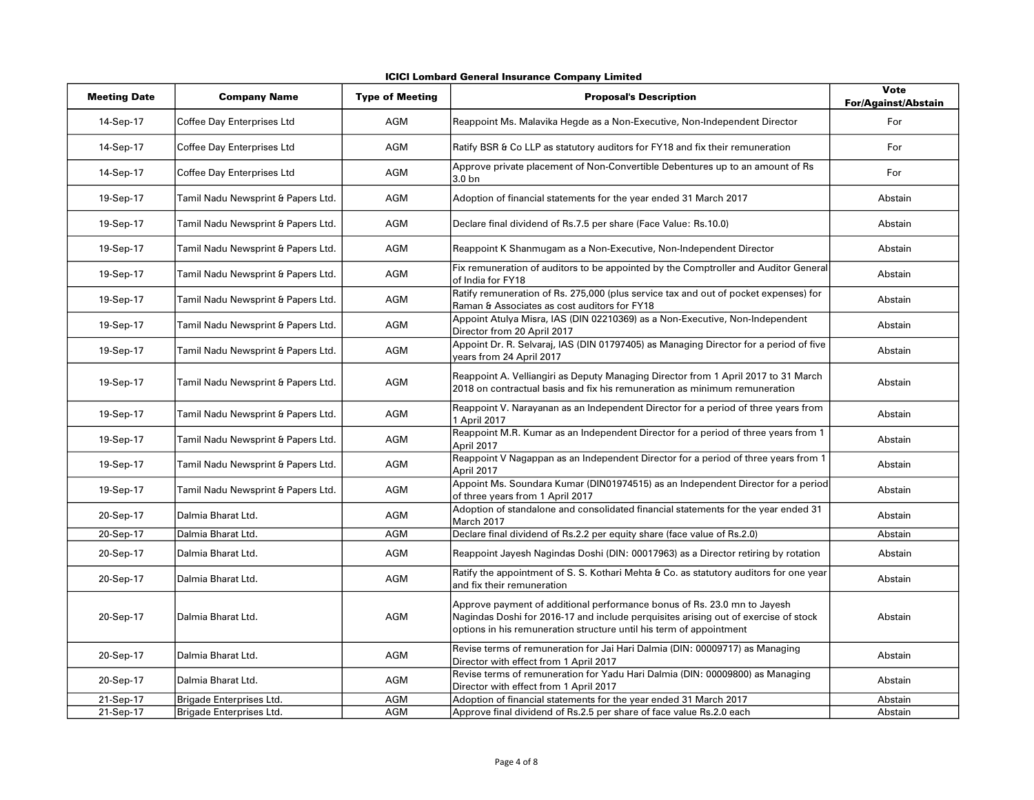**ICICI Lombard General Insurance Company Limited**

| Meeting Date | Company Name | Type of Meeting | Proposal's Description | Vote For/Against/Abstain |
|---|---|---|---|---|
| 14-Sep-17 | Coffee Day Enterprises Ltd | AGM | Reappoint Ms. Malavika Hegde as a Non-Executive, Non-Independent Director | For |
| 14-Sep-17 | Coffee Day Enterprises Ltd | AGM | Ratify BSR & Co LLP as statutory auditors for FY18 and fix their remuneration | For |
| 14-Sep-17 | Coffee Day Enterprises Ltd | AGM | Approve private placement of Non-Convertible Debentures up to an amount of Rs 3.0 bn | For |
| 19-Sep-17 | Tamil Nadu Newsprint & Papers Ltd. | AGM | Adoption of financial statements for the year ended 31 March 2017 | Abstain |
| 19-Sep-17 | Tamil Nadu Newsprint & Papers Ltd. | AGM | Declare final dividend of Rs.7.5 per share (Face Value: Rs.10.0) | Abstain |
| 19-Sep-17 | Tamil Nadu Newsprint & Papers Ltd. | AGM | Reappoint K Shanmugam as a Non-Executive, Non-Independent Director | Abstain |
| 19-Sep-17 | Tamil Nadu Newsprint & Papers Ltd. | AGM | Fix remuneration of auditors to be appointed by the Comptroller and Auditor General of India for FY18 | Abstain |
| 19-Sep-17 | Tamil Nadu Newsprint & Papers Ltd. | AGM | Ratify remuneration of Rs. 275,000 (plus service tax and out of pocket expenses) for Raman & Associates as cost auditors for FY18 | Abstain |
| 19-Sep-17 | Tamil Nadu Newsprint & Papers Ltd. | AGM | Appoint Atulya Misra, IAS (DIN 02210369) as a Non-Executive, Non-Independent Director from 20 April 2017 | Abstain |
| 19-Sep-17 | Tamil Nadu Newsprint & Papers Ltd. | AGM | Appoint Dr. R. Selvaraj, IAS (DIN 01797405) as Managing Director for a period of five years from 24 April 2017 | Abstain |
| 19-Sep-17 | Tamil Nadu Newsprint & Papers Ltd. | AGM | Reappoint A. Velliangiri as Deputy Managing Director from 1 April 2017 to 31 March 2018 on contractual basis and fix his remuneration as minimum remuneration | Abstain |
| 19-Sep-17 | Tamil Nadu Newsprint & Papers Ltd. | AGM | Reappoint V. Narayanan as an Independent Director for a period of three years from 1 April 2017 | Abstain |
| 19-Sep-17 | Tamil Nadu Newsprint & Papers Ltd. | AGM | Reappoint M.R. Kumar as an Independent Director for a period of three years from 1 April 2017 | Abstain |
| 19-Sep-17 | Tamil Nadu Newsprint & Papers Ltd. | AGM | Reappoint V Nagappan as an Independent Director for a period of three years from 1 April 2017 | Abstain |
| 19-Sep-17 | Tamil Nadu Newsprint & Papers Ltd. | AGM | Appoint Ms. Soundara Kumar (DIN01974515) as an Independent Director for a period of three years from 1 April 2017 | Abstain |
| 20-Sep-17 | Dalmia Bharat Ltd. | AGM | Adoption of standalone and consolidated financial statements for the year ended 31 March 2017 | Abstain |
| 20-Sep-17 | Dalmia Bharat Ltd. | AGM | Declare final dividend of Rs.2.2 per equity share (face value of Rs.2.0) | Abstain |
| 20-Sep-17 | Dalmia Bharat Ltd. | AGM | Reappoint Jayesh Nagindas Doshi (DIN: 00017963) as a Director retiring by rotation | Abstain |
| 20-Sep-17 | Dalmia Bharat Ltd. | AGM | Ratify the appointment of S. S. Kothari Mehta & Co. as statutory auditors for one year and fix their remuneration | Abstain |
| 20-Sep-17 | Dalmia Bharat Ltd. | AGM | Approve payment of additional performance bonus of Rs. 23.0 mn to Jayesh Nagindas Doshi for 2016-17 and include perquisites arising out of exercise of stock options in his remuneration structure until his term of appointment | Abstain |
| 20-Sep-17 | Dalmia Bharat Ltd. | AGM | Revise terms of remuneration for Jai Hari Dalmia (DIN: 00009717) as Managing Director with effect from 1 April 2017 | Abstain |
| 20-Sep-17 | Dalmia Bharat Ltd. | AGM | Revise terms of remuneration for Yadu Hari Dalmia (DIN: 00009800) as Managing Director with effect from 1 April 2017 | Abstain |
| 21-Sep-17 | Brigade Enterprises Ltd. | AGM | Adoption of financial statements for the year ended 31 March 2017 | Abstain |
| 21-Sep-17 | Brigade Enterprises Ltd. | AGM | Approve final dividend of Rs.2.5 per share of face value Rs.2.0 each | Abstain |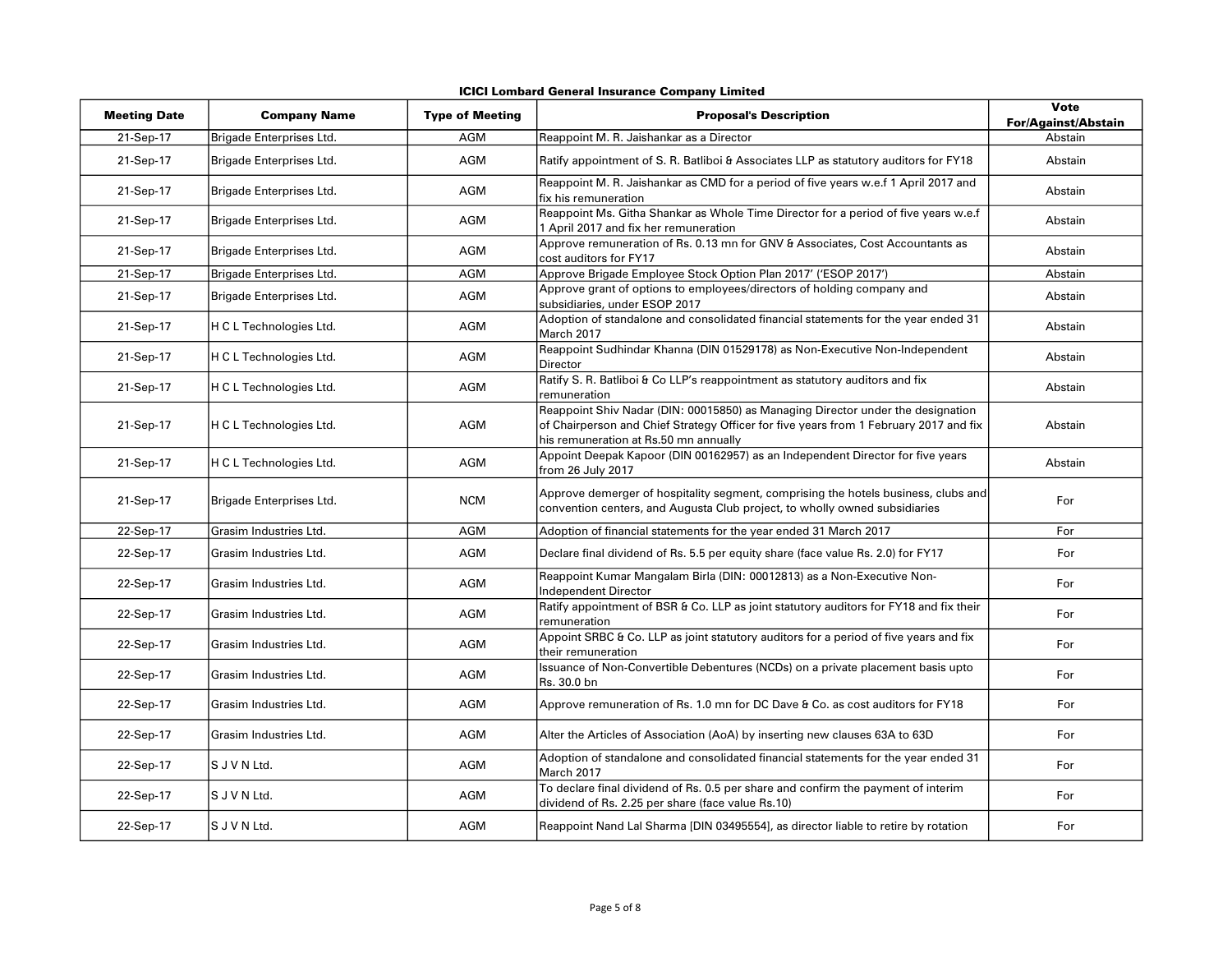**ICICI Lombard General Insurance Company Limited**

| Meeting Date | Company Name | Type of Meeting | Proposal's Description | Vote For/Against/Abstain |
|---|---|---|---|---|
| 21-Sep-17 | Brigade Enterprises Ltd. | AGM | Reappoint M. R. Jaishankar as a Director | Abstain |
| 21-Sep-17 | Brigade Enterprises Ltd. | AGM | Ratify appointment of S. R. Batliboi & Associates LLP as statutory auditors for FY18 | Abstain |
| 21-Sep-17 | Brigade Enterprises Ltd. | AGM | Reappoint M. R. Jaishankar as CMD for a period of five years w.e.f 1 April 2017 and fix his remuneration | Abstain |
| 21-Sep-17 | Brigade Enterprises Ltd. | AGM | Reappoint Ms. Githa Shankar as Whole Time Director for a period of five years w.e.f 1 April 2017 and fix her remuneration | Abstain |
| 21-Sep-17 | Brigade Enterprises Ltd. | AGM | Approve remuneration of Rs. 0.13 mn for GNV & Associates, Cost Accountants as cost auditors for FY17 | Abstain |
| 21-Sep-17 | Brigade Enterprises Ltd. | AGM | Approve Brigade Employee Stock Option Plan 2017' ('ESOP 2017') | Abstain |
| 21-Sep-17 | Brigade Enterprises Ltd. | AGM | Approve grant of options to employees/directors of holding company and subsidiaries, under ESOP 2017 | Abstain |
| 21-Sep-17 | H C L Technologies Ltd. | AGM | Adoption of standalone and consolidated financial statements for the year ended 31 March 2017 | Abstain |
| 21-Sep-17 | H C L Technologies Ltd. | AGM | Reappoint Sudhindar Khanna (DIN 01529178) as Non-Executive Non-Independent Director | Abstain |
| 21-Sep-17 | H C L Technologies Ltd. | AGM | Ratify S. R. Batliboi & Co LLP's reappointment as statutory auditors and fix remuneration | Abstain |
| 21-Sep-17 | H C L Technologies Ltd. | AGM | Reappoint Shiv Nadar (DIN: 00015850) as Managing Director under the designation of Chairperson and Chief Strategy Officer for five years from 1 February 2017 and fix his remuneration at Rs.50 mn annually | Abstain |
| 21-Sep-17 | H C L Technologies Ltd. | AGM | Appoint Deepak Kapoor (DIN 00162957) as an Independent Director for five years from 26 July 2017 | Abstain |
| 21-Sep-17 | Brigade Enterprises Ltd. | NCM | Approve demerger of hospitality segment, comprising the hotels business, clubs and convention centers, and Augusta Club project, to wholly owned subsidiaries | For |
| 22-Sep-17 | Grasim Industries Ltd. | AGM | Adoption of financial statements for the year ended 31 March 2017 | For |
| 22-Sep-17 | Grasim Industries Ltd. | AGM | Declare final dividend of Rs. 5.5 per equity share (face value Rs. 2.0) for FY17 | For |
| 22-Sep-17 | Grasim Industries Ltd. | AGM | Reappoint Kumar Mangalam Birla (DIN: 00012813) as a Non-Executive Non-Independent Director | For |
| 22-Sep-17 | Grasim Industries Ltd. | AGM | Ratify appointment of BSR & Co. LLP as joint statutory auditors for FY18 and fix their remuneration | For |
| 22-Sep-17 | Grasim Industries Ltd. | AGM | Appoint SRBC & Co. LLP as joint statutory auditors for a period of five years and fix their remuneration | For |
| 22-Sep-17 | Grasim Industries Ltd. | AGM | Issuance of Non-Convertible Debentures (NCDs) on a private placement basis upto Rs. 30.0 bn | For |
| 22-Sep-17 | Grasim Industries Ltd. | AGM | Approve remuneration of Rs. 1.0 mn for DC Dave & Co. as cost auditors for FY18 | For |
| 22-Sep-17 | Grasim Industries Ltd. | AGM | Alter the Articles of Association (AoA) by inserting new clauses 63A to 63D | For |
| 22-Sep-17 | S J V N Ltd. | AGM | Adoption of standalone and consolidated financial statements for the year ended 31 March 2017 | For |
| 22-Sep-17 | S J V N Ltd. | AGM | To declare final dividend of Rs. 0.5 per share and confirm the payment of interim dividend of Rs. 2.25 per share (face value Rs.10) | For |
| 22-Sep-17 | S J V N Ltd. | AGM | Reappoint Nand Lal Sharma [DIN 03495554], as director liable to retire by rotation | For |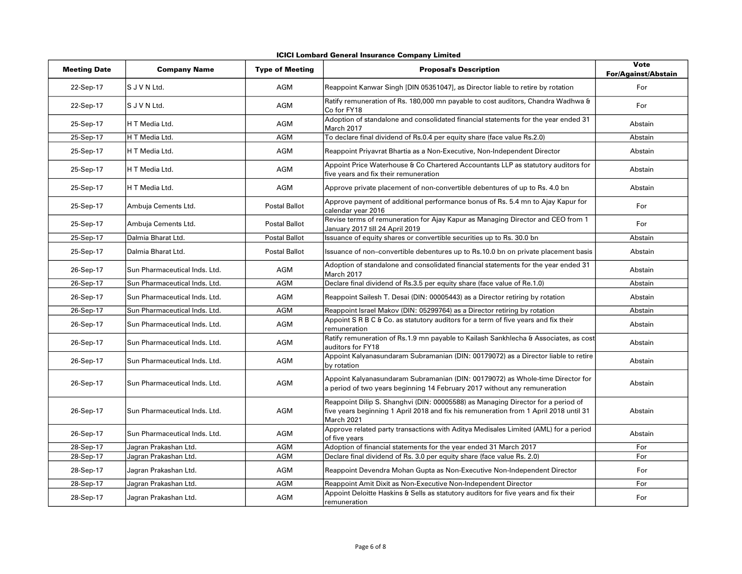**ICICI Lombard General Insurance Company Limited**

| Meeting Date | Company Name | Type of Meeting | Proposal's Description | Vote For/Against/Abstain |
|---|---|---|---|---|
| 22-Sep-17 | S J V N Ltd. | AGM | Reappoint Kanwar Singh [DIN 05351047], as Director liable to retire by rotation | For |
| 22-Sep-17 | S J V N Ltd. | AGM | Ratify remuneration of Rs. 180,000 mn payable to cost auditors, Chandra Wadhwa & Co for FY18 | For |
| 25-Sep-17 | H T Media Ltd. | AGM | Adoption of standalone and consolidated financial statements for the year ended 31 March 2017 | Abstain |
| 25-Sep-17 | H T Media Ltd. | AGM | To declare final dividend of Rs.0.4 per equity share (face value Rs.2.0) | Abstain |
| 25-Sep-17 | H T Media Ltd. | AGM | Reappoint Priyavrat Bhartia as a Non-Executive, Non-Independent Director | Abstain |
| 25-Sep-17 | H T Media Ltd. | AGM | Appoint Price Waterhouse & Co Chartered Accountants LLP as statutory auditors for five years and fix their remuneration | Abstain |
| 25-Sep-17 | H T Media Ltd. | AGM | Approve private placement of non-convertible debentures of up to Rs. 4.0 bn | Abstain |
| 25-Sep-17 | Ambuja Cements Ltd. | Postal Ballot | Approve payment of additional performance bonus of Rs. 5.4 mn to Ajay Kapur for calendar year 2016 | For |
| 25-Sep-17 | Ambuja Cements Ltd. | Postal Ballot | Revise terms of remuneration for Ajay Kapur as Managing Director and CEO from 1 January 2017 till 24 April 2019 | For |
| 25-Sep-17 | Dalmia Bharat Ltd. | Postal Ballot | Issuance of equity shares or convertible securities up to Rs. 30.0 bn | Abstain |
| 25-Sep-17 | Dalmia Bharat Ltd. | Postal Ballot | Issuance of non–convertible debentures up to Rs.10.0 bn on private placement basis | Abstain |
| 26-Sep-17 | Sun Pharmaceutical Inds. Ltd. | AGM | Adoption of standalone and consolidated financial statements for the year ended 31 March 2017 | Abstain |
| 26-Sep-17 | Sun Pharmaceutical Inds. Ltd. | AGM | Declare final dividend of Rs.3.5 per equity share (face value of Re.1.0) | Abstain |
| 26-Sep-17 | Sun Pharmaceutical Inds. Ltd. | AGM | Reappoint Sailesh T. Desai (DIN: 00005443) as a Director retiring by rotation | Abstain |
| 26-Sep-17 | Sun Pharmaceutical Inds. Ltd. | AGM | Reappoint Israel Makov (DIN: 05299764) as a Director retiring by rotation | Abstain |
| 26-Sep-17 | Sun Pharmaceutical Inds. Ltd. | AGM | Appoint S R B C & Co. as statutory auditors for a term of five years and fix their remuneration | Abstain |
| 26-Sep-17 | Sun Pharmaceutical Inds. Ltd. | AGM | Ratify remuneration of Rs.1.9 mn payable to Kailash Sankhlecha & Associates, as cost auditors for FY18 | Abstain |
| 26-Sep-17 | Sun Pharmaceutical Inds. Ltd. | AGM | Appoint Kalyanasundaram Subramanian (DIN: 00179072) as a Director liable to retire by rotation | Abstain |
| 26-Sep-17 | Sun Pharmaceutical Inds. Ltd. | AGM | Appoint Kalyanasundaram Subramanian (DIN: 00179072) as Whole-time Director for a period of two years beginning 14 February 2017 without any remuneration | Abstain |
| 26-Sep-17 | Sun Pharmaceutical Inds. Ltd. | AGM | Reappoint Dilip S. Shanghvi (DIN: 00005588) as Managing Director for a period of five years beginning 1 April 2018 and fix his remuneration from 1 April 2018 until 31 March 2021 | Abstain |
| 26-Sep-17 | Sun Pharmaceutical Inds. Ltd. | AGM | Approve related party transactions with Aditya Medisales Limited (AML) for a period of five years | Abstain |
| 28-Sep-17 | Jagran Prakashan Ltd. | AGM | Adoption of financial statements for the year ended 31 March 2017 | For |
| 28-Sep-17 | Jagran Prakashan Ltd. | AGM | Declare final dividend of Rs. 3.0 per equity share (face value Rs. 2.0) | For |
| 28-Sep-17 | Jagran Prakashan Ltd. | AGM | Reappoint Devendra Mohan Gupta as Non-Executive Non-Independent Director | For |
| 28-Sep-17 | Jagran Prakashan Ltd. | AGM | Reappoint Amit Dixit as Non-Executive Non-Independent Director | For |
| 28-Sep-17 | Jagran Prakashan Ltd. | AGM | Appoint Deloitte Haskins & Sells as statutory auditors for five years and fix their remuneration | For |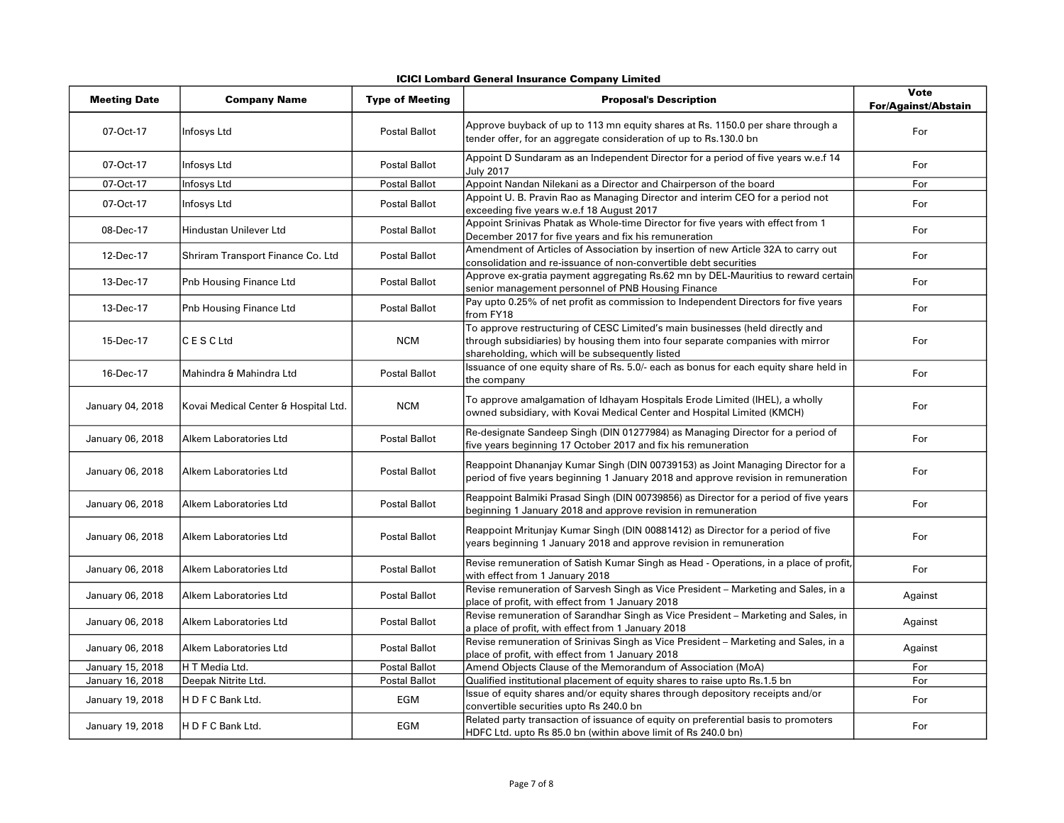**ICICI Lombard General Insurance Company Limited**

| Meeting Date | Company Name | Type of Meeting | Proposal's Description | Vote For/Against/Abstain |
|---|---|---|---|---|
| 07-Oct-17 | Infosys Ltd | Postal Ballot | Approve buyback of up to 113 mn equity shares at Rs. 1150.0 per share through a tender offer, for an aggregate consideration of up to Rs.130.0 bn | For |
| 07-Oct-17 | Infosys Ltd | Postal Ballot | Appoint D Sundaram as an Independent Director for a period of five years w.e.f 14 July 2017 | For |
| 07-Oct-17 | Infosys Ltd | Postal Ballot | Appoint Nandan Nilekani as a Director and Chairperson of the board | For |
| 07-Oct-17 | Infosys Ltd | Postal Ballot | Appoint U. B. Pravin Rao as Managing Director and interim CEO for a period not exceeding five years w.e.f 18 August 2017 | For |
| 08-Dec-17 | Hindustan Unilever Ltd | Postal Ballot | Appoint Srinivas Phatak as Whole-time Director for five years with effect from 1 December 2017 for five years and fix his remuneration | For |
| 12-Dec-17 | Shriram Transport Finance Co. Ltd | Postal Ballot | Amendment of Articles of Association by insertion of new Article 32A to carry out consolidation and re-issuance of non-convertible debt securities | For |
| 13-Dec-17 | Pnb Housing Finance Ltd | Postal Ballot | Approve ex-gratia payment aggregating Rs.62 mn by DEL-Mauritius to reward certain senior management personnel of PNB Housing Finance | For |
| 13-Dec-17 | Pnb Housing Finance Ltd | Postal Ballot | Pay upto 0.25% of net profit as commission to Independent Directors for five years from FY18 | For |
| 15-Dec-17 | C E S C Ltd | NCM | To approve restructuring of CESC Limited's main businesses (held directly and through subsidiaries) by housing them into four separate companies with mirror shareholding, which will be subsequently listed | For |
| 16-Dec-17 | Mahindra & Mahindra Ltd | Postal Ballot | Issuance of one equity share of Rs. 5.0/- each as bonus for each equity share held in the company | For |
| January 04, 2018 | Kovai Medical Center & Hospital Ltd. | NCM | To approve amalgamation of Idhayam Hospitals Erode Limited (IHEL), a wholly owned subsidiary, with Kovai Medical Center and Hospital Limited (KMCH) | For |
| January 06, 2018 | Alkem Laboratories Ltd | Postal Ballot | Re-designate Sandeep Singh (DIN 01277984) as Managing Director for a period of five years beginning 17 October 2017 and fix his remuneration | For |
| January 06, 2018 | Alkem Laboratories Ltd | Postal Ballot | Reappoint Dhananjay Kumar Singh (DIN 00739153) as Joint Managing Director for a period of five years beginning 1 January 2018 and approve revision in remuneration | For |
| January 06, 2018 | Alkem Laboratories Ltd | Postal Ballot | Reappoint Balmiki Prasad Singh (DIN 00739856) as Director for a period of five years beginning 1 January 2018 and approve revision in remuneration | For |
| January 06, 2018 | Alkem Laboratories Ltd | Postal Ballot | Reappoint Mritunjay Kumar Singh (DIN 00881412) as Director for a period of five years beginning 1 January 2018 and approve revision in remuneration | For |
| January 06, 2018 | Alkem Laboratories Ltd | Postal Ballot | Revise remuneration of Satish Kumar Singh as Head - Operations, in a place of profit, with effect from 1 January 2018 | For |
| January 06, 2018 | Alkem Laboratories Ltd | Postal Ballot | Revise remuneration of Sarvesh Singh as Vice President – Marketing and Sales, in a place of profit, with effect from 1 January 2018 | Against |
| January 06, 2018 | Alkem Laboratories Ltd | Postal Ballot | Revise remuneration of Sarandhar Singh as Vice President – Marketing and Sales, in a place of profit, with effect from 1 January 2018 | Against |
| January 06, 2018 | Alkem Laboratories Ltd | Postal Ballot | Revise remuneration of Srinivas Singh as Vice President – Marketing and Sales, in a place of profit, with effect from 1 January 2018 | Against |
| January 15, 2018 | H T Media Ltd. | Postal Ballot | Amend Objects Clause of the Memorandum of Association (MoA) | For |
| January 16, 2018 | Deepak Nitrite Ltd. | Postal Ballot | Qualified institutional placement of equity shares to raise upto Rs.1.5 bn | For |
| January 19, 2018 | H D F C Bank Ltd. | EGM | Issue of equity shares and/or equity shares through depository receipts and/or convertible securities upto Rs 240.0 bn | For |
| January 19, 2018 | H D F C Bank Ltd. | EGM | Related party transaction of issuance of equity on preferential basis to promoters HDFC Ltd. upto Rs 85.0 bn (within above limit of Rs 240.0 bn) | For |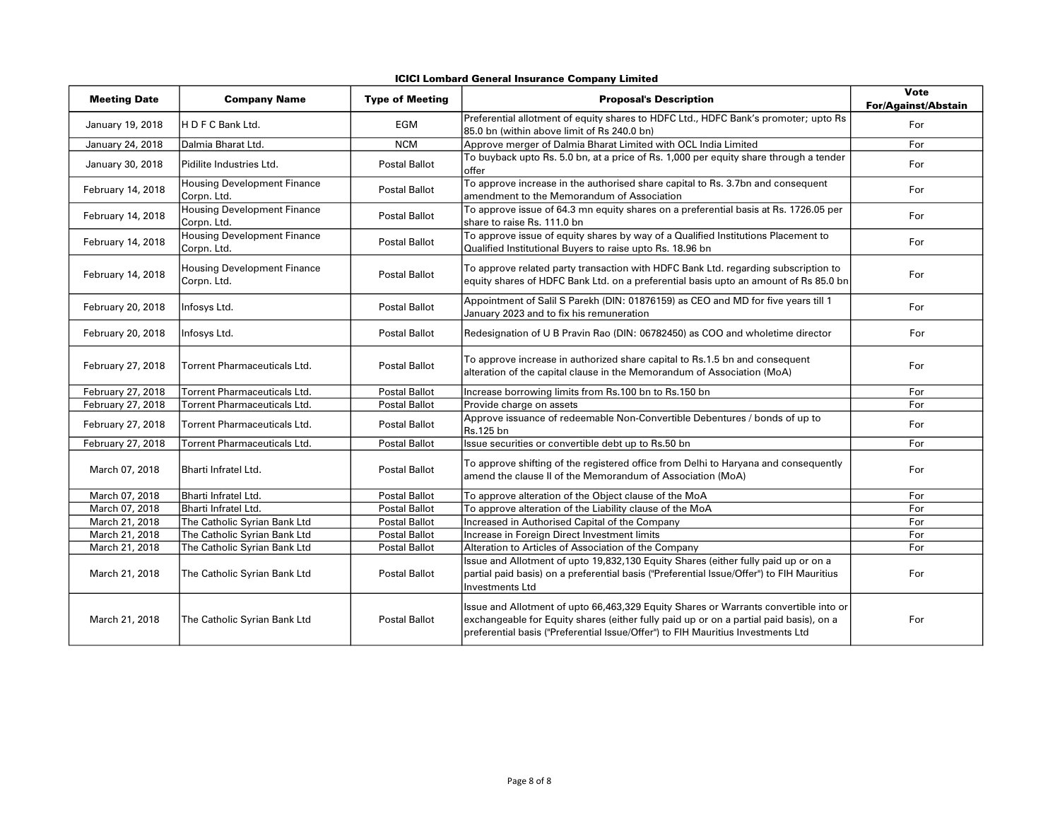**ICICI Lombard General Insurance Company Limited**

| Meeting Date | Company Name | Type of Meeting | Proposal's Description | Vote For/Against/Abstain |
|---|---|---|---|---|
| January 19, 2018 | H D F C Bank Ltd. | EGM | Preferential allotment of equity shares to HDFC Ltd., HDFC Bank's promoter; upto Rs 85.0 bn (within above limit of Rs 240.0 bn) | For |
| January 24, 2018 | Dalmia Bharat Ltd. | NCM | Approve merger of Dalmia Bharat Limited with OCL India Limited | For |
| January 30, 2018 | Pidilite Industries Ltd. | Postal Ballot | To buyback upto Rs. 5.0 bn, at a price of Rs. 1,000 per equity share through a tender offer | For |
| February 14, 2018 | Housing Development Finance Corpn. Ltd. | Postal Ballot | To approve increase in the authorised share capital to Rs. 3.7bn and consequent amendment to the Memorandum of Association | For |
| February 14, 2018 | Housing Development Finance Corpn. Ltd. | Postal Ballot | To approve issue of 64.3 mn equity shares on a preferential basis at Rs. 1726.05 per share to raise Rs. 111.0 bn | For |
| February 14, 2018 | Housing Development Finance Corpn. Ltd. | Postal Ballot | To approve issue of equity shares by way of a Qualified Institutions Placement to Qualified Institutional Buyers to raise upto Rs. 18.96 bn | For |
| February 14, 2018 | Housing Development Finance Corpn. Ltd. | Postal Ballot | To approve related party transaction with HDFC Bank Ltd. regarding subscription to equity shares of HDFC Bank Ltd. on a preferential basis upto an amount of Rs 85.0 bn | For |
| February 20, 2018 | Infosys Ltd. | Postal Ballot | Appointment of Salil S Parekh (DIN: 01876159) as CEO and MD for five years till 1 January 2023 and to fix his remuneration | For |
| February 20, 2018 | Infosys Ltd. | Postal Ballot | Redesignation of U B Pravin Rao (DIN: 06782450) as COO and wholetime director | For |
| February 27, 2018 | Torrent Pharmaceuticals Ltd. | Postal Ballot | To approve increase in authorized share capital to Rs.1.5 bn and consequent alteration of the capital clause in the Memorandum of Association (MoA) | For |
| February 27, 2018 | Torrent Pharmaceuticals Ltd. | Postal Ballot | Increase borrowing limits from Rs.100 bn to Rs.150 bn | For |
| February 27, 2018 | Torrent Pharmaceuticals Ltd. | Postal Ballot | Provide charge on assets | For |
| February 27, 2018 | Torrent Pharmaceuticals Ltd. | Postal Ballot | Approve issuance of redeemable Non-Convertible Debentures / bonds of up to Rs.125 bn | For |
| February 27, 2018 | Torrent Pharmaceuticals Ltd. | Postal Ballot | Issue securities or convertible debt up to Rs.50 bn | For |
| March 07, 2018 | Bharti Infratel Ltd. | Postal Ballot | To approve shifting of the registered office from Delhi to Haryana and consequently amend the clause II of the Memorandum of Association (MoA) | For |
| March 07, 2018 | Bharti Infratel Ltd. | Postal Ballot | To approve alteration of the Object clause of the MoA | For |
| March 07, 2018 | Bharti Infratel Ltd. | Postal Ballot | To approve alteration of the Liability clause of the MoA | For |
| March 21, 2018 | The Catholic Syrian Bank Ltd | Postal Ballot | Increased in Authorised Capital of the Company | For |
| March 21, 2018 | The Catholic Syrian Bank Ltd | Postal Ballot | Increase in Foreign Direct Investment limits | For |
| March 21, 2018 | The Catholic Syrian Bank Ltd | Postal Ballot | Alteration to Articles of Association of the Company | For |
| March 21, 2018 | The Catholic Syrian Bank Ltd | Postal Ballot | Issue and Allotment of upto 19,832,130 Equity Shares (either fully paid up or on a partial paid basis) on a preferential basis ("Preferential Issue/Offer") to FIH Mauritius Investments Ltd | For |
| March 21, 2018 | The Catholic Syrian Bank Ltd | Postal Ballot | Issue and Allotment of upto 66,463,329 Equity Shares or Warrants convertible into or exchangeable for Equity shares (either fully paid up or on a partial paid basis), on a preferential basis ("Preferential Issue/Offer") to FIH Mauritius Investments Ltd | For |